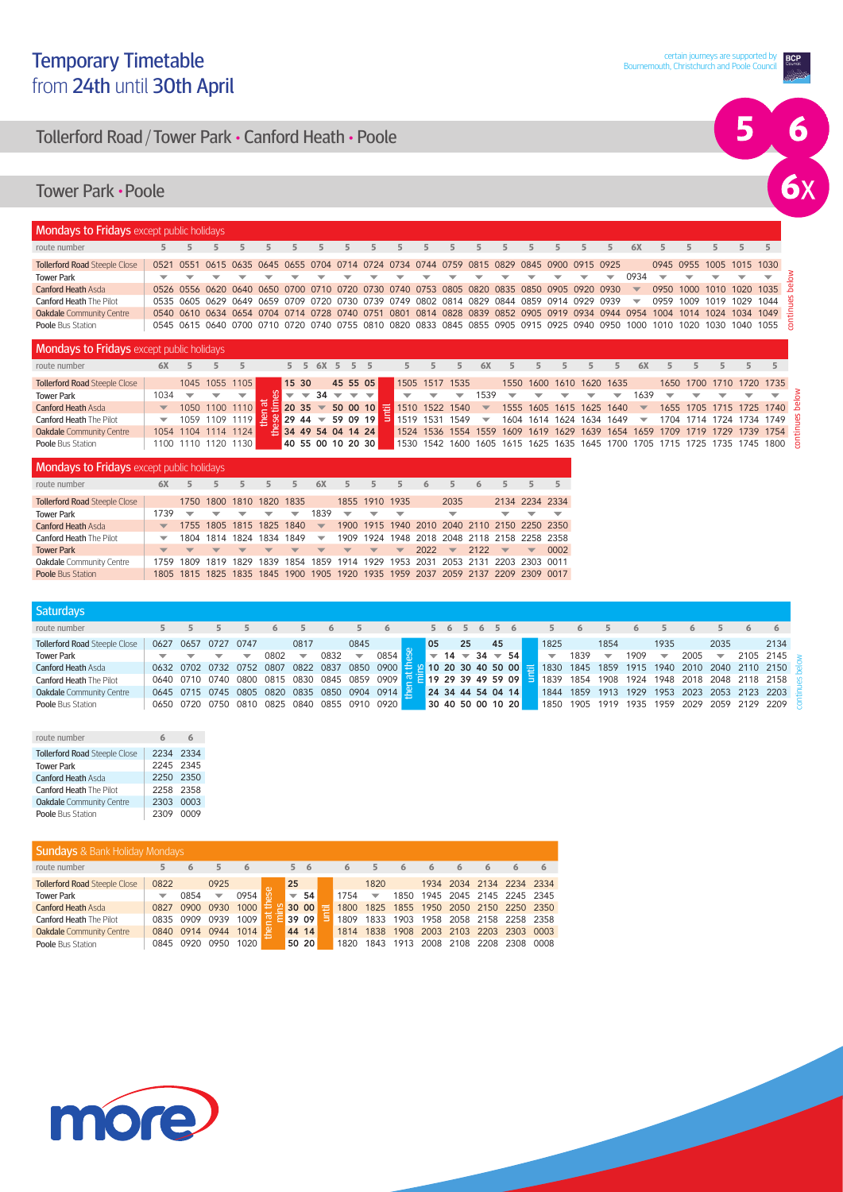# Temporary Timetable
from 24th until 30th April

certain journeys are supported by Bournemouth, Christchurch and Poole Council

5 6 6X

## Tollerford Road / Tower Park • Canford Heath • Poole

## Tower Park • Poole

### Mondays to Fridays except public holidays

| route number | 5 | 5 | 5 | 5 | 5 | 5 | 5 | 5 | 5 | 5 | 5 | 5 | 5 | 5 | 5 | 5 | 5 | 5 | 6X | 5 | 5 | 5 | 5 | 5 |
|---|---|---|---|---|---|---|---|---|---|---|---|---|---|---|---|---|---|---|---|---|---|---|---|---|
| Tollerford Road Steeple Close | 0521 | 0551 | 0615 | 0635 | 0645 | 0655 | 0704 | 0714 | 0724 | 0734 | 0744 | 0759 | 0815 | 0829 | 0845 | 0900 | 0915 | 0925 | | 0945 | 0955 | 1005 | 1015 | 1030 |
| Tower Park | ▼ | ▼ | ▼ | ▼ | ▼ | ▼ | ▼ | ▼ | ▼ | ▼ | ▼ | ▼ | ▼ | ▼ | ▼ | ▼ | ▼ | ▼ | 0934 | ▼ | ▼ | ▼ | ▼ | ▼ |
| Canford Heath Asda | 0526 | 0556 | 0620 | 0640 | 0650 | 0700 | 0710 | 0720 | 0730 | 0740 | 0753 | 0805 | 0820 | 0835 | 0850 | 0905 | 0920 | 0930 | ▼ | 0950 | 1000 | 1010 | 1020 | 1035 |
| Canford Heath The Pilot | 0535 | 0605 | 0629 | 0649 | 0659 | 0709 | 0720 | 0730 | 0739 | 0749 | 0802 | 0814 | 0829 | 0844 | 0859 | 0914 | 0929 | 0939 | ▼ | 0959 | 1009 | 1019 | 1029 | 1044 |
| Oakdale Community Centre | 0540 | 0610 | 0634 | 0654 | 0704 | 0714 | 0728 | 0740 | 0751 | 0801 | 0814 | 0828 | 0839 | 0852 | 0905 | 0919 | 0934 | 0944 | 0954 | 1004 | 1014 | 1024 | 1034 | 1049 |
| Poole Bus Station | 0545 | 0615 | 0640 | 0700 | 0710 | 0720 | 0740 | 0755 | 0810 | 0820 | 0833 | 0845 | 0855 | 0905 | 0915 | 0925 | 0940 | 0950 | 1000 | 1010 | 1020 | 1030 | 1040 | 1055 |

continues below

### Mondays to Fridays except public holidays

| route number | 6X | 5 | 5 | 5 | | 5 | 5 | 6X | 5 | 5 | 5 | | 5 | 5 | 5 | 6X | 5 | 5 | 5 | 5 | 5 | 6X | 5 | 5 | 5 | 5 | 5 |
|---|---|---|---|---|---|---|---|---|---|---|---|---|---|---|---|---|---|---|---|---|---|---|---|---|---|---|---|
| Tollerford Road Steeple Close | | 1045 | 1055 | 1105 | then at these times | 15 | 30 | | 45 | 55 | 05 | until | 1505 | 1517 | 1535 | | 1550 | 1600 | 1610 | 1620 | 1635 | | 1650 | 1700 | 1710 | 1720 | 1735 |
| Tower Park | 1034 | ▼ | ▼ | ▼ | | ▼ | ▼ | 34 | ▼ | ▼ | ▼ | | ▼ | ▼ | ▼ | 1539 | ▼ | ▼ | ▼ | ▼ | ▼ | 1639 | ▼ | ▼ | ▼ | ▼ | ▼ |
| Canford Heath Asda | ▼ | 1050 | 1100 | 1110 | | 20 | 35 | ▼ | 50 | 00 | 10 | | 1510 | 1522 | 1540 | ▼ | 1555 | 1605 | 1615 | 1625 | 1640 | ▼ | 1655 | 1705 | 1715 | 1725 | 1740 |
| Canford Heath The Pilot | ▼ | 1059 | 1109 | 1119 | | 29 | 44 | ▼ | 59 | 09 | 19 | | 1519 | 1531 | 1549 | ▼ | 1604 | 1614 | 1624 | 1634 | 1649 | ▼ | 1704 | 1714 | 1724 | 1734 | 1749 |
| Oakdale Community Centre | 1054 | 1104 | 1114 | 1124 | | 34 | 49 | 54 | 04 | 14 | 24 | | 1524 | 1536 | 1554 | 1559 | 1609 | 1619 | 1629 | 1639 | 1654 | 1659 | 1709 | 1719 | 1729 | 1739 | 1754 |
| Poole Bus Station | 1100 | 1110 | 1120 | 1130 | | 40 | 55 | 00 | 10 | 20 | 30 | | 1530 | 1542 | 1600 | 1605 | 1615 | 1625 | 1635 | 1645 | 1700 | 1705 | 1715 | 1725 | 1735 | 1745 | 1800 |

continues below

### Mondays to Fridays except public holidays

| route number | 6X | 5 | 5 | 5 | 5 | 5 | 6X | 5 | 5 | 5 | 6 | 5 | 6 | 5 | 5 | 5 |
|---|---|---|---|---|---|---|---|---|---|---|---|---|---|---|---|---|
| Tollerford Road Steeple Close | | 1750 | 1800 | 1810 | 1820 | 1835 | | 1855 | 1910 | 1935 | | 2035 | | 2134 | 2234 | 2334 |
| Tower Park | 1739 | ▼ | ▼ | ▼ | ▼ | ▼ | 1839 | ▼ | ▼ | ▼ | | ▼ | | ▼ | ▼ | ▼ |
| Canford Heath Asda | ▼ | 1755 | 1805 | 1815 | 1825 | 1840 | ▼ | 1900 | 1915 | 1940 | 2010 | 2040 | 2110 | 2150 | 2250 | 2350 |
| Canford Heath The Pilot | ▼ | 1804 | 1814 | 1824 | 1834 | 1849 | ▼ | 1909 | 1924 | 1948 | 2018 | 2048 | 2118 | 2158 | 2258 | 2358 |
| Tower Park | ▼ | ▼ | ▼ | ▼ | ▼ | ▼ | ▼ | ▼ | ▼ | ▼ | 2022 | ▼ | 2122 | ▼ | ▼ | 0002 |
| Oakdale Community Centre | 1759 | 1809 | 1819 | 1829 | 1839 | 1854 | 1859 | 1914 | 1929 | 1953 | 2031 | 2053 | 2131 | 2203 | 2303 | 0011 |
| Poole Bus Station | 1805 | 1815 | 1825 | 1835 | 1845 | 1900 | 1905 | 1920 | 1935 | 1959 | 2037 | 2059 | 2137 | 2209 | 2309 | 0017 |

### Saturdays

| route number | 5 | 5 | 5 | 5 | 6 | 5 | 6 | 5 | 6 | | 5 | 6 | 5 | 6 | 5 | 6 | | 5 | 6 | 5 | 6 | 5 | 6 | 5 | 6 | 6 |
|---|---|---|---|---|---|---|---|---|---|---|---|---|---|---|---|---|---|---|---|---|---|---|---|---|---|---|
| Tollerford Road Steeple Close | 0627 | 0657 | 0727 | 0747 | | 0817 | | 0845 | | then at these mins | 05 | | 25 | | 45 | | until | 1825 | | 1854 | | 1935 | | 2035 | | 2134 |
| Tower Park | ▼ | ▼ | ▼ | ▼ | 0802 | ▼ | 0832 | ▼ | 0854 | | ▼ | 14 | ▼ | 34 | ▼ | 54 | | ▼ | 1839 | ▼ | 1909 | ▼ | 2005 | ▼ | 2105 | 2145 |
| Canford Heath Asda | 0632 | 0702 | 0732 | 0752 | 0807 | 0822 | 0837 | 0850 | 0900 | | 10 | 20 | 30 | 40 | 50 | 00 | | 1830 | 1845 | 1859 | 1915 | 1940 | 2010 | 2040 | 2110 | 2150 |
| Canford Heath The Pilot | 0640 | 0710 | 0740 | 0800 | 0815 | 0830 | 0845 | 0859 | 0909 | | 19 | 29 | 39 | 49 | 59 | 09 | | 1839 | 1854 | 1908 | 1924 | 1948 | 2018 | 2048 | 2118 | 2158 |
| Oakdale Community Centre | 0645 | 0715 | 0745 | 0805 | 0820 | 0835 | 0850 | 0904 | 0914 | | 24 | 34 | 44 | 54 | 04 | 14 | | 1844 | 1859 | 1913 | 1929 | 1953 | 2023 | 2053 | 2123 | 2203 |
| Poole Bus Station | 0650 | 0720 | 0750 | 0810 | 0825 | 0840 | 0855 | 0910 | 0920 | | 30 | 40 | 50 | 00 | 10 | 20 | | 1850 | 1905 | 1919 | 1935 | 1959 | 2029 | 2059 | 2129 | 2209 |

continues below

| route number | 6 | 6 |
|---|---|---|
| Tollerford Road Steeple Close | 2234 | 2334 |
| Tower Park | 2245 | 2345 |
| Canford Heath Asda | 2250 | 2350 |
| Canford Heath The Pilot | 2258 | 2358 |
| Oakdale Community Centre | 2303 | 0003 |
| Poole Bus Station | 2309 | 0009 |

### Sundays & Bank Holiday Mondays

| route number | 5 | 6 | 5 | 6 | | 5 | 6 | | 6 | 5 | 6 | 6 | 6 | 6 | 6 | 6 |
|---|---|---|---|---|---|---|---|---|---|---|---|---|---|---|---|---|
| Tollerford Road Steeple Close | 0822 | | 0925 | | then at these mins | 25 | | until | | 1820 | | 1934 | 2034 | 2134 | 2234 | 2334 |
| Tower Park | ▼ | 0854 | ▼ | 0954 | | ▼ | 54 | | 1754 | ▼ | 1850 | 1945 | 2045 | 2145 | 2245 | 2345 |
| Canford Heath Asda | 0827 | 0900 | 0930 | 1000 | | 30 | 00 | | 1800 | 1825 | 1855 | 1950 | 2050 | 2150 | 2250 | 2350 |
| Canford Heath The Pilot | 0835 | 0909 | 0939 | 1009 | | 39 | 09 | | 1809 | 1833 | 1903 | 1958 | 2058 | 2158 | 2258 | 2358 |
| Oakdale Community Centre | 0840 | 0914 | 0944 | 1014 | | 44 | 14 | | 1814 | 1838 | 1908 | 2003 | 2103 | 2203 | 2303 | 0003 |
| Poole Bus Station | 0845 | 0920 | 0950 | 1020 | | 50 | 20 | | 1820 | 1843 | 1913 | 2008 | 2108 | 2208 | 2308 | 0008 |

more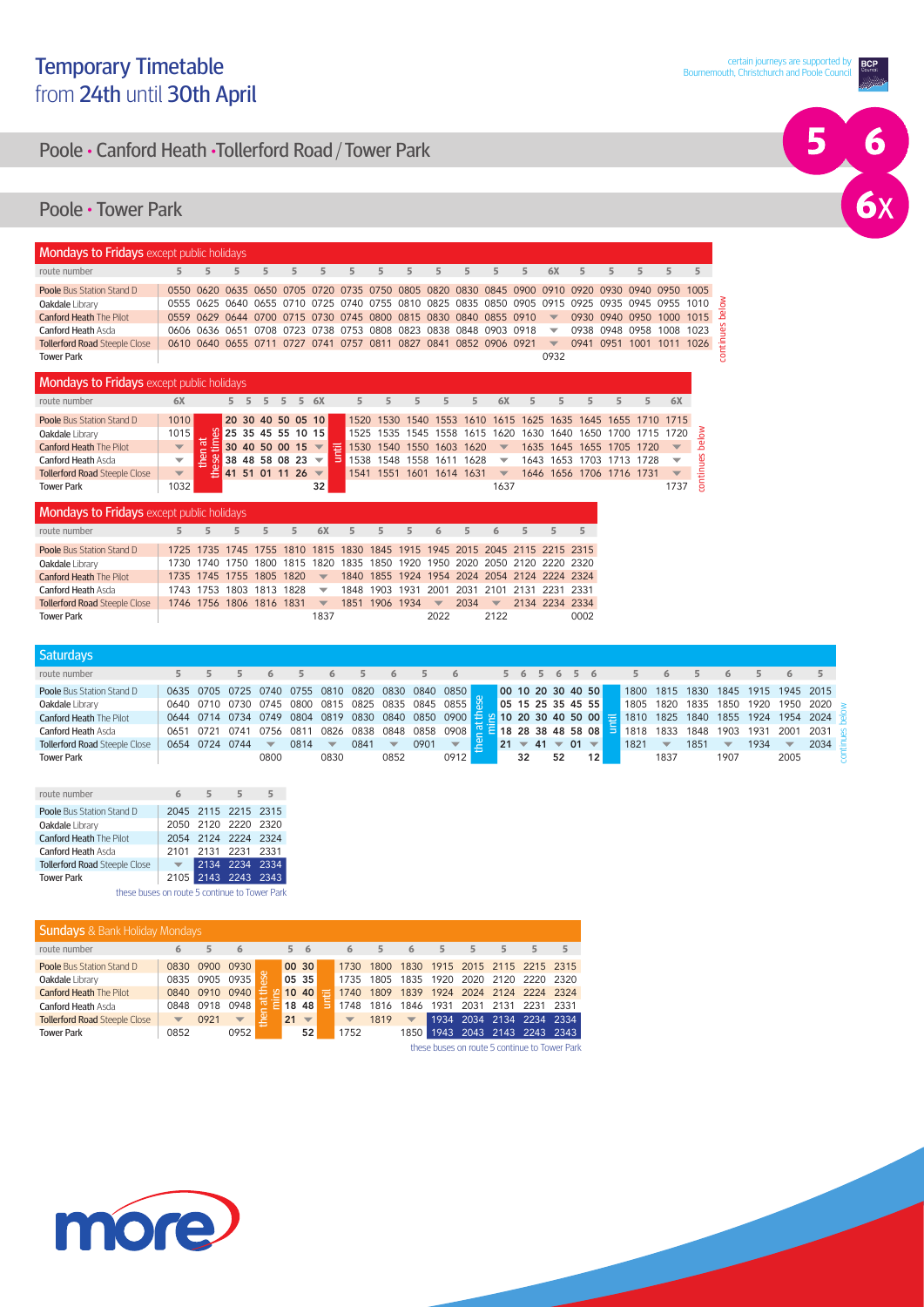# Temporary Timetable
from 24th until 30th April

certain journeys are supported by Bournemouth, Christchurch and Poole Council

5 6 6X

## Poole • Canford Heath • Tollerford Road / Tower Park

## Poole • Tower Park

### Mondays to Fridays except public holidays

| route number | 5 | 5 | 5 | 5 | 5 | 5 | 5 | 5 | 5 | 5 | 5 | 5 | 5 | 6X | 5 | 5 | 5 | 5 | 5 |
|---|---|---|---|---|---|---|---|---|---|---|---|---|---|---|---|---|---|---|---|
| Poole Bus Station Stand D | 0550 | 0620 | 0635 | 0650 | 0705 | 0720 | 0735 | 0750 | 0805 | 0820 | 0830 | 0845 | 0900 | 0910 | 0920 | 0930 | 0940 | 0950 | 1005 |
| Oakdale Library | 0555 | 0625 | 0640 | 0655 | 0710 | 0725 | 0740 | 0755 | 0810 | 0825 | 0835 | 0850 | 0905 | 0915 | 0925 | 0935 | 0945 | 0955 | 1010 |
| Canford Heath The Pilot | 0559 | 0629 | 0644 | 0700 | 0715 | 0730 | 0745 | 0800 | 0815 | 0830 | 0840 | 0855 | 0910 | ▼ | 0930 | 0940 | 0950 | 1000 | 1015 |
| Canford Heath Asda | 0606 | 0636 | 0651 | 0708 | 0723 | 0738 | 0753 | 0808 | 0823 | 0838 | 0848 | 0903 | 0918 | ▼ | 0938 | 0948 | 0958 | 1008 | 1023 |
| Tollerford Road Steeple Close | 0610 | 0640 | 0655 | 0711 | 0727 | 0741 | 0757 | 0811 | 0827 | 0841 | 0852 | 0906 | 0921 | ▼ | 0941 | 0951 | 1001 | 1011 | 1026 |
| Tower Park | | | | | | | | | | | | | | 0932 | | | | | |

continues below

### Mondays to Fridays except public holidays

| route number | 6X | | 5 | 5 | 5 | 5 | 5 | 6X | | 5 | 5 | 5 | 5 | 5 | 6X | 5 | 5 | 5 | 5 | 5 | 6X |
|---|---|---|---|---|---|---|---|---|---|---|---|---|---|---|---|---|---|---|---|---|---|
| Poole Bus Station Stand D | 1010 | then at these times | 20 | 30 | 40 | 50 | 05 | 10 | until | 1520 | 1530 | 1540 | 1553 | 1610 | 1615 | 1625 | 1635 | 1645 | 1655 | 1710 | 1715 |
| Oakdale Library | 1015 | | 25 | 35 | 45 | 55 | 10 | 15 | | 1525 | 1535 | 1545 | 1558 | 1615 | 1620 | 1630 | 1640 | 1650 | 1700 | 1715 | 1720 |
| Canford Heath The Pilot | ▼ | | 30 | 40 | 50 | 00 | 15 | ▼ | | 1530 | 1540 | 1550 | 1603 | 1620 | ▼ | 1635 | 1645 | 1655 | 1705 | 1720 | ▼ |
| Canford Heath Asda | ▼ | | 38 | 48 | 58 | 08 | 23 | ▼ | | 1538 | 1548 | 1558 | 1611 | 1628 | ▼ | 1643 | 1653 | 1703 | 1713 | 1728 | ▼ |
| Tollerford Road Steeple Close | ▼ | | 41 | 51 | 01 | 11 | 26 | ▼ | | 1541 | 1551 | 1601 | 1614 | 1631 | ▼ | 1646 | 1656 | 1706 | 1716 | 1731 | ▼ |
| Tower Park | 1032 | | | | | | | 32 | | | | | | | 1637 | | | | | | 1737 |

continues below

### Mondays to Fridays except public holidays

| route number | 5 | 5 | 5 | 5 | 5 | 6X | 5 | 5 | 5 | 6 | 5 | 6 | 5 | 5 | 5 |
|---|---|---|---|---|---|---|---|---|---|---|---|---|---|---|---|
| Poole Bus Station Stand D | 1725 | 1735 | 1745 | 1755 | 1810 | 1815 | 1830 | 1845 | 1915 | 1945 | 2015 | 2045 | 2115 | 2215 | 2315 |
| Oakdale Library | 1730 | 1740 | 1750 | 1800 | 1815 | 1820 | 1835 | 1850 | 1920 | 1950 | 2020 | 2050 | 2120 | 2220 | 2320 |
| Canford Heath The Pilot | 1735 | 1745 | 1755 | 1805 | 1820 | ▼ | 1840 | 1855 | 1924 | 1954 | 2024 | 2054 | 2124 | 2224 | 2324 |
| Canford Heath Asda | 1743 | 1753 | 1803 | 1813 | 1828 | ▼ | 1848 | 1903 | 1931 | 2001 | 2031 | 2101 | 2131 | 2231 | 2331 |
| Tollerford Road Steeple Close | 1746 | 1756 | 1806 | 1816 | 1831 | ▼ | 1851 | 1906 | 1934 | ▼ | 2034 | ▼ | 2134 | 2234 | 2334 |
| Tower Park | | | | | | 1837 | | | | 2022 | | 2122 | | | 0002 |

### Saturdays

| route number | 5 | 5 | 5 | 6 | 5 | 6 | 5 | 6 | 5 | 6 | | 5 | 6 | 5 | 6 | 5 | 6 | | 5 | 6 | 5 | 6 | 5 | 6 | 5 |
|---|---|---|---|---|---|---|---|---|---|---|---|---|---|---|---|---|---|---|---|---|---|---|---|---|---|
| Poole Bus Station Stand D | 0635 | 0705 | 0725 | 0740 | 0755 | 0810 | 0820 | 0830 | 0840 | 0850 | then at these mins | 00 | 10 | 20 | 30 | 40 | 50 | until | 1800 | 1815 | 1830 | 1845 | 1915 | 1945 | 2015 |
| Oakdale Library | 0640 | 0710 | 0730 | 0745 | 0800 | 0815 | 0825 | 0835 | 0845 | 0855 | | 05 | 15 | 25 | 35 | 45 | 55 | | 1805 | 1820 | 1835 | 1850 | 1920 | 1950 | 2020 |
| Canford Heath The Pilot | 0644 | 0714 | 0734 | 0749 | 0804 | 0819 | 0830 | 0840 | 0850 | 0900 | | 10 | 20 | 30 | 40 | 50 | 00 | | 1810 | 1825 | 1840 | 1855 | 1924 | 1954 | 2024 |
| Canford Heath Asda | 0651 | 0721 | 0741 | 0756 | 0811 | 0826 | 0838 | 0848 | 0858 | 0908 | | 18 | 28 | 38 | 48 | 58 | 08 | | 1818 | 1833 | 1848 | 1903 | 1931 | 2001 | 2031 |
| Tollerford Road Steeple Close | 0654 | 0724 | 0744 | ▼ | 0814 | ▼ | 0841 | ▼ | 0901 | ▼ | | 21 | ▼ | 41 | ▼ | 01 | ▼ | | 1821 | ▼ | 1851 | ▼ | 1934 | ▼ | 2034 |
| Tower Park | | | | 0800 | | 0830 | | 0852 | | 0912 | | | 32 | | 52 | | 12 | | | 1837 | | 1907 | | 2005 | |

continues below

| route number | 6 | 5 | 5 | 5 |
|---|---|---|---|---|
| Poole Bus Station Stand D | 2045 | 2115 | 2215 | 2315 |
| Oakdale Library | 2050 | 2120 | 2220 | 2320 |
| Canford Heath The Pilot | 2054 | 2124 | 2224 | 2324 |
| Canford Heath Asda | 2101 | 2131 | 2231 | 2331 |
| Tollerford Road Steeple Close | ▼ | 2134 | 2234 | 2334 |
| Tower Park | 2105 | 2143 | 2243 | 2343 |

these buses on route 5 continue to Tower Park

### Sundays & Bank Holiday Mondays

| route number | 6 | 5 | 6 | | 5 | 6 | | 6 | 5 | 6 | 5 | 5 | 5 | 5 | 5 |
|---|---|---|---|---|---|---|---|---|---|---|---|---|---|---|---|
| Poole Bus Station Stand D | 0830 | 0900 | 0930 | then at these mins | 00 | 30 | until | 1730 | 1800 | 1830 | 1915 | 2015 | 2115 | 2215 | 2315 |
| Oakdale Library | 0835 | 0905 | 0935 | | 05 | 35 | | 1735 | 1805 | 1835 | 1920 | 2020 | 2120 | 2220 | 2320 |
| Canford Heath The Pilot | 0840 | 0910 | 0940 | | 10 | 40 | | 1740 | 1809 | 1839 | 1924 | 2024 | 2124 | 2224 | 2324 |
| Canford Heath Asda | 0848 | 0918 | 0948 | | 18 | 48 | | 1748 | 1816 | 1846 | 1931 | 2031 | 2131 | 2231 | 2331 |
| Tollerford Road Steeple Close | ▼ | 0921 | ▼ | | 21 | ▼ | | ▼ | 1819 | ▼ | 1934 | 2034 | 2134 | 2234 | 2334 |
| Tower Park | 0852 | | 0952 | | | 52 | | 1752 | | 1850 | 1943 | 2043 | 2143 | 2243 | 2343 |

these buses on route 5 continue to Tower Park

more